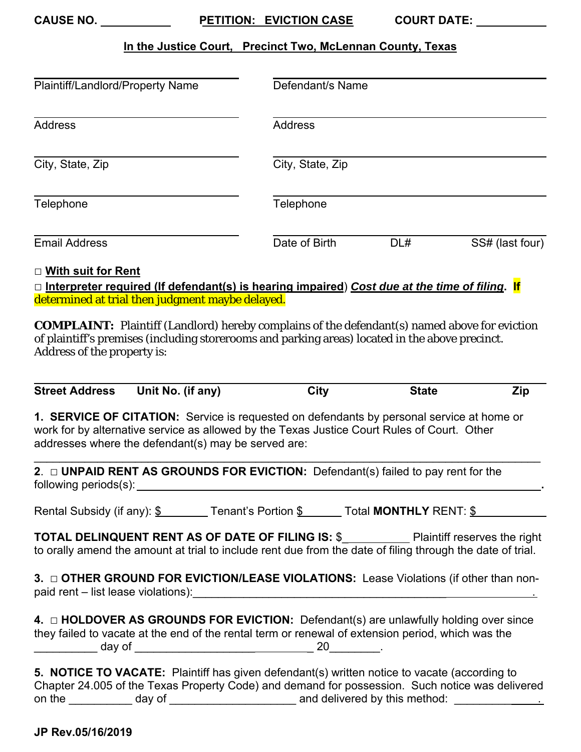**CAUSE NO. ___________** **PETITION: EVICTION CASE** **COURT DATE: ___________**

**In the Justice Court, Precinct Two, McLennan County, Texas**

| ______________________________ | ______________________________ |
|---|---|
| Plaintiff/Landlord/Property Name | Defendant/s Name |
| Address | Address |
| City, State, Zip | City, State, Zip |
| Telephone | Telephone |
| Email Address | Date of Birth DL# SS# (last four) |

□ **With suit for Rent**

□ **Interpreter required (If defendant(s) is hearing impaired**) ***Cost due at the time of filing*. If** determined at trial then judgment maybe delayed.

**COMPLAINT:** Plaintiff (Landlord) hereby complains of the defendant(s) named above for eviction of plaintiff's premises (including storerooms and parking areas) located in the above precinct. Address of the property is:

______________________________________________________________________________

**Street Address** **Unit No. (if any)** **City** **State** **Zip**

**1. SERVICE OF CITATION:** Service is requested on defendants by personal service at home or work for by alternative service as allowed by the Texas Justice Court Rules of Court. Other addresses where the defendant(s) may be served are:

______________________________________________________________________________

**2.** □ **UNPAID RENT AS GROUNDS FOR EVICTION:** Defendant(s) failed to pay rent for the following periods(s): ____________________________________________.

Rental Subsidy (if any): $________ Tenant's Portion $_______ Total **MONTHLY** RENT: $___________

**TOTAL DELINQUENT RENT AS OF DATE OF FILING IS:** $__________ Plaintiff reserves the right to orally amend the amount at trial to include rent due from the date of filing through the date of trial.

**3.** □ **OTHER GROUND FOR EVICTION/LEASE VIOLATIONS:** Lease Violations (if other than non-paid rent – list lease violations):_____________________________________________________.

**4.** □ **HOLDOVER AS GROUNDS FOR EVICTION:** Defendant(s) are unlawfully holding over since they failed to vacate at the end of the rental term or renewal of extension period, which was the __________ day of ____________________________ 20________.

**5. NOTICE TO VACATE:** Plaintiff has given defendant(s) written notice to vacate (according to Chapter 24.005 of the Texas Property Code) and demand for possession. Such notice was delivered on the __________ day of ____________________ and delivered by this method: ______________.

**JP Rev.05/16/2019**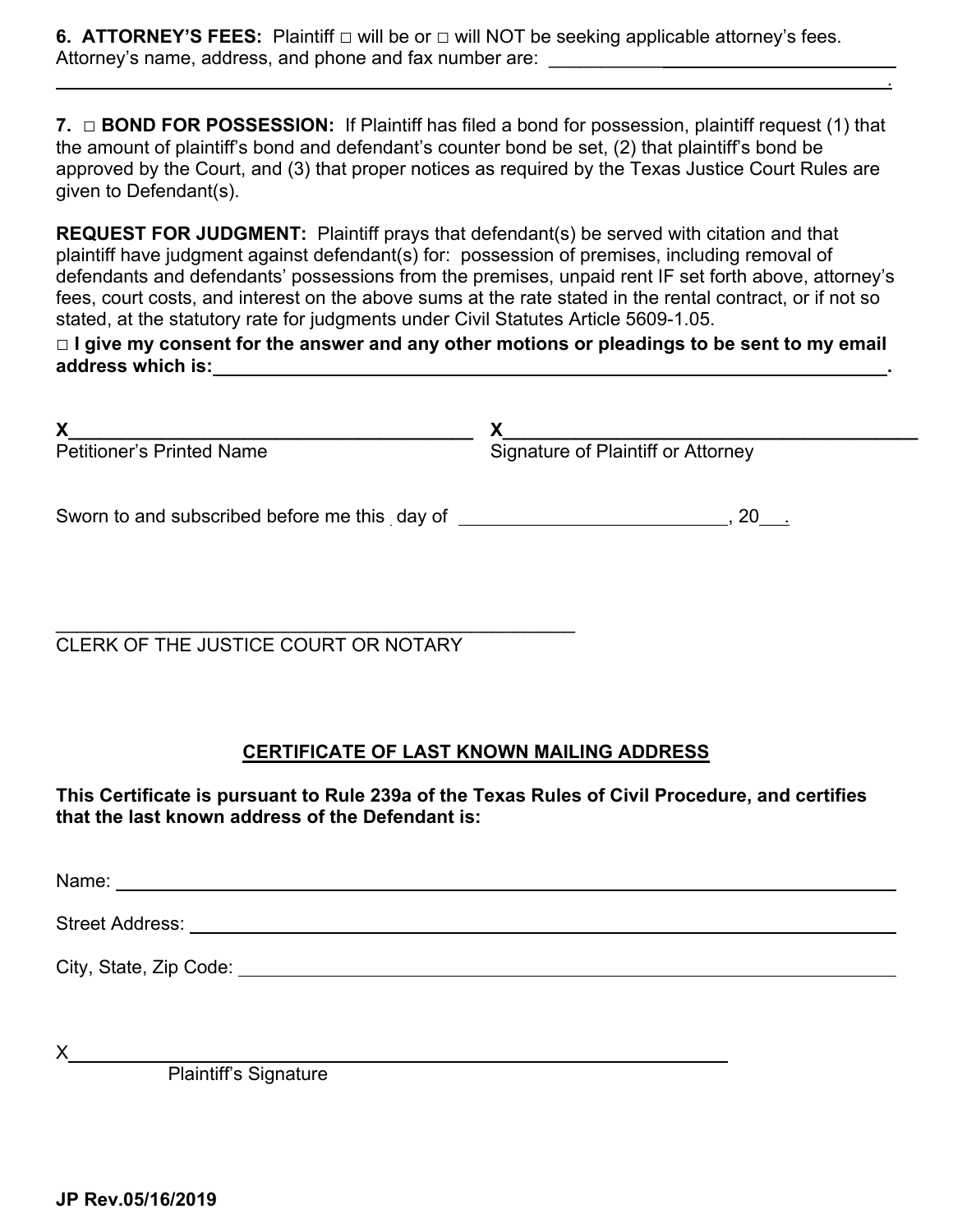**6. ATTORNEY'S FEES:** Plaintiff □ will be or □ will NOT be seeking applicable attorney's fees. Attorney's name, address, and phone and fax number are: ____________________________________

______________________________________________________________________________.

**7. □ BOND FOR POSSESSION:** If Plaintiff has filed a bond for possession, plaintiff request (1) that the amount of plaintiff's bond and defendant's counter bond be set, (2) that plaintiff's bond be approved by the Court, and (3) that proper notices as required by the Texas Justice Court Rules are given to Defendant(s).

**REQUEST FOR JUDGMENT:** Plaintiff prays that defendant(s) be served with citation and that plaintiff have judgment against defendant(s) for: possession of premises, including removal of defendants and defendants' possessions from the premises, unpaid rent IF set forth above, attorney's fees, court costs, and interest on the above sums at the rate stated in the rental contract, or if not so stated, at the statutory rate for judgments under Civil Statutes Article 5609-1.05.

**□ I give my consent for the answer and any other motions or pleadings to be sent to my email address which is:______________________________________________________________.**

**X**________________________________________ **X**________________________________________

Petitioner's Printed Name — Signature of Plaintiff or Attorney

Sworn to and subscribed before me this _ day of __________________________, 20___.

______________________________________________

CLERK OF THE JUSTICE COURT OR NOTARY

## CERTIFICATE OF LAST KNOWN MAILING ADDRESS

**This Certificate is pursuant to Rule 239a of the Texas Rules of Civil Procedure, and certifies that the last known address of the Defendant is:**

Name: ____________________________________________________________________

Street Address: ______________________________________________________________

City, State, Zip Code: _________________________________________________________

X______________________________________________________________

Plaintiff's Signature

**JP Rev.05/16/2019**